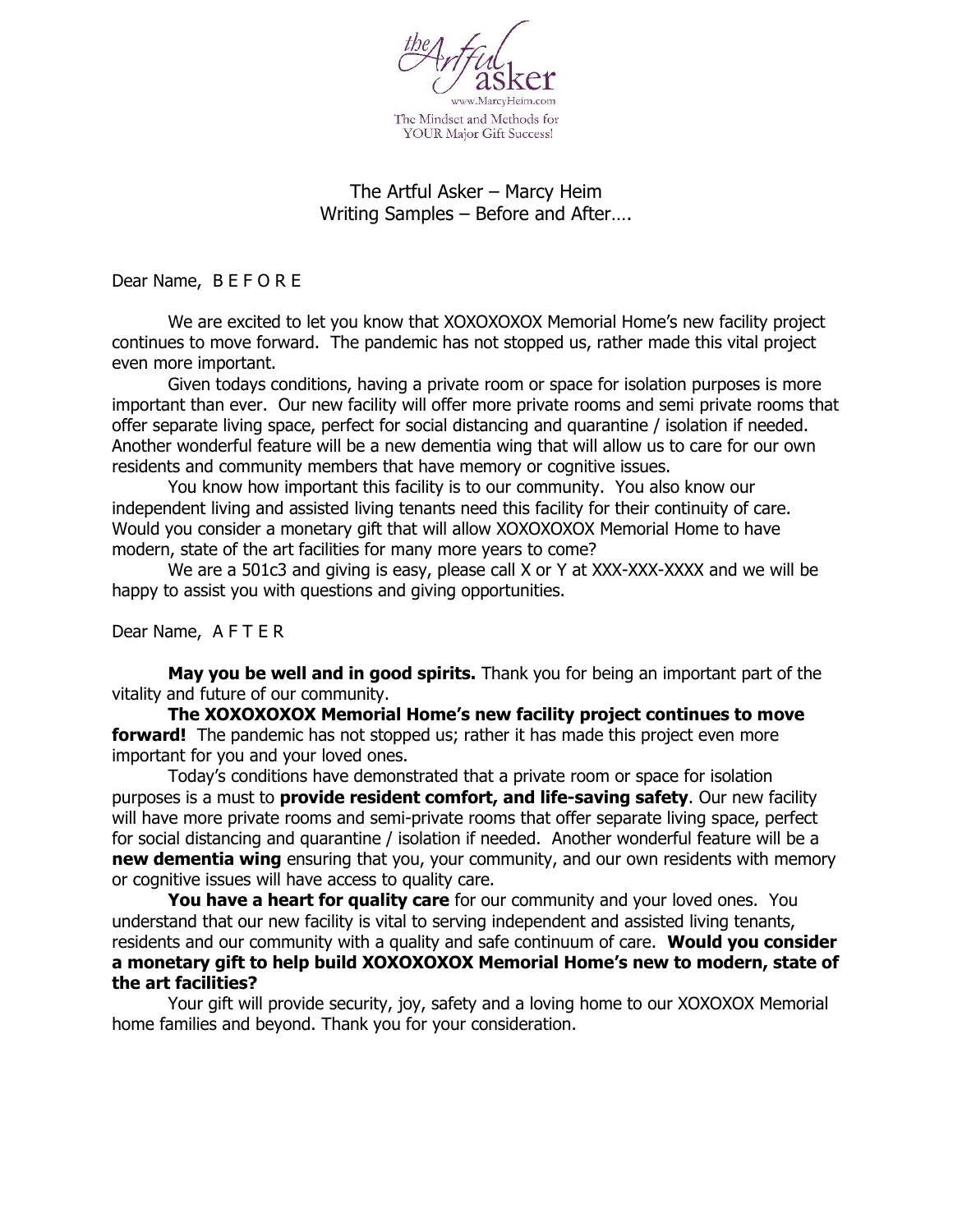the Artful asker
www.MarcyHeim.com
The Mindset and Methods for
YOUR Major Gift Success!

The Artful Asker – Marcy Heim
Writing Samples – Before and After….

Dear Name, B E F O R E

We are excited to let you know that XOXOXOXOX Memorial Home's new facility project continues to move forward. The pandemic has not stopped us, rather made this vital project even more important.

Given todays conditions, having a private room or space for isolation purposes is more important than ever. Our new facility will offer more private rooms and semi private rooms that offer separate living space, perfect for social distancing and quarantine / isolation if needed. Another wonderful feature will be a new dementia wing that will allow us to care for our own residents and community members that have memory or cognitive issues.

You know how important this facility is to our community. You also know our independent living and assisted living tenants need this facility for their continuity of care. Would you consider a monetary gift that will allow XOXOXOXOX Memorial Home to have modern, state of the art facilities for many more years to come?

We are a 501c3 and giving is easy, please call X or Y at XXX-XXX-XXXX and we will be happy to assist you with questions and giving opportunities.

Dear Name, A F T E R

**May you be well and in good spirits.** Thank you for being an important part of the vitality and future of our community.

**The XOXOXOXOX Memorial Home's new facility project continues to move forward!** The pandemic has not stopped us; rather it has made this project even more important for you and your loved ones.

Today's conditions have demonstrated that a private room or space for isolation purposes is a must to **provide resident comfort, and life-saving safety**. Our new facility will have more private rooms and semi-private rooms that offer separate living space, perfect for social distancing and quarantine / isolation if needed. Another wonderful feature will be a **new dementia wing** ensuring that you, your community, and our own residents with memory or cognitive issues will have access to quality care.

**You have a heart for quality care** for our community and your loved ones. You understand that our new facility is vital to serving independent and assisted living tenants, residents and our community with a quality and safe continuum of care. **Would you consider a monetary gift to help build XOXOXOXOX Memorial Home's new to modern, state of the art facilities?**

Your gift will provide security, joy, safety and a loving home to our XOXOXOX Memorial home families and beyond. Thank you for your consideration.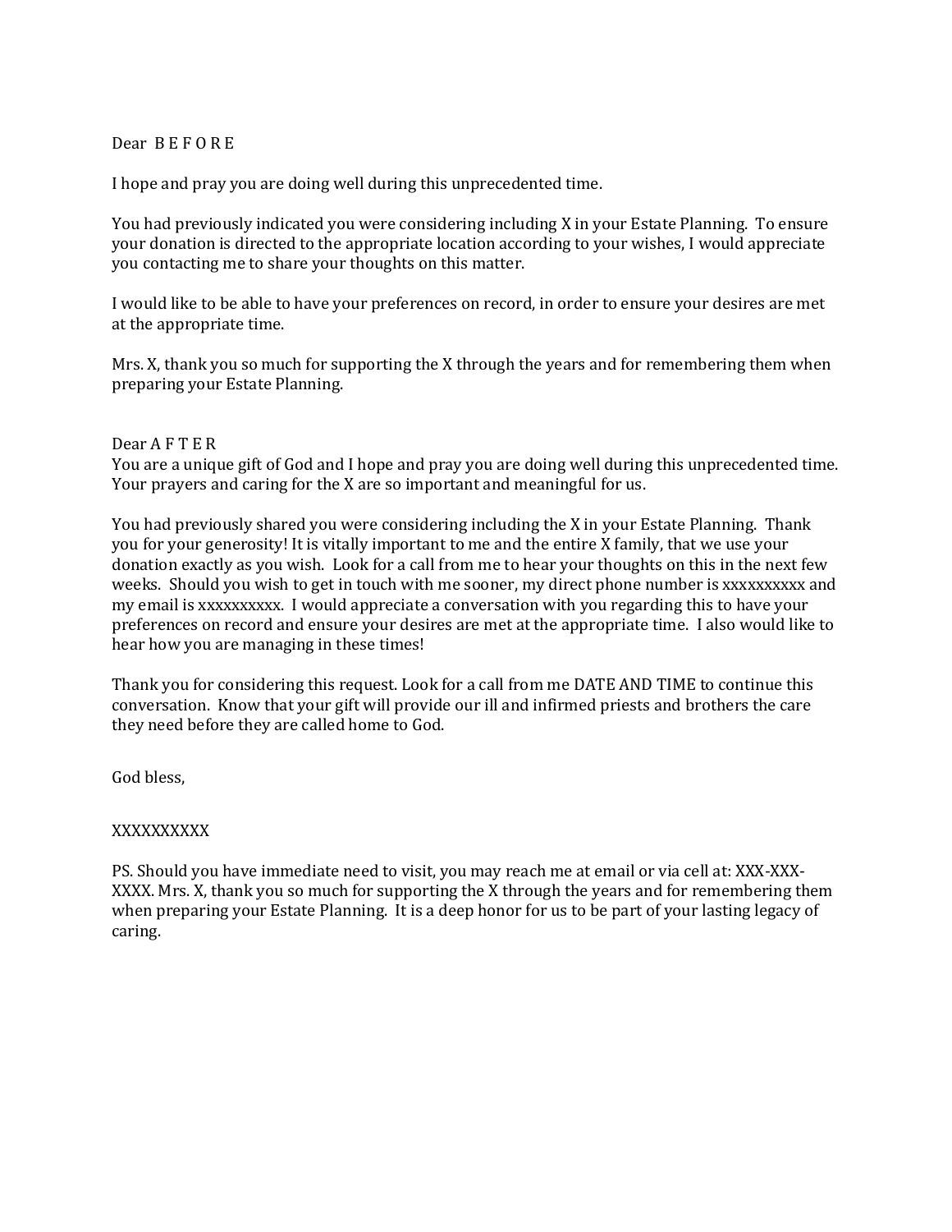Dear B E F O R E

I hope and pray you are doing well during this unprecedented time.

You had previously indicated you were considering including X in your Estate Planning. To ensure your donation is directed to the appropriate location according to your wishes, I would appreciate you contacting me to share your thoughts on this matter.

I would like to be able to have your preferences on record, in order to ensure your desires are met at the appropriate time.

Mrs. X, thank you so much for supporting the X through the years and for remembering them when preparing your Estate Planning.

Dear A F T E R
You are a unique gift of God and I hope and pray you are doing well during this unprecedented time. Your prayers and caring for the X are so important and meaningful for us.

You had previously shared you were considering including the X in your Estate Planning. Thank you for your generosity! It is vitally important to me and the entire X family, that we use your donation exactly as you wish. Look for a call from me to hear your thoughts on this in the next few weeks. Should you wish to get in touch with me sooner, my direct phone number is xxxxxxxxxx and my email is xxxxxxxxxx. I would appreciate a conversation with you regarding this to have your preferences on record and ensure your desires are met at the appropriate time. I also would like to hear how you are managing in these times!

Thank you for considering this request. Look for a call from me DATE AND TIME to continue this conversation. Know that your gift will provide our ill and infirmed priests and brothers the care they need before they are called home to God.

God bless,

XXXXXXXXXX

PS. Should you have immediate need to visit, you may reach me at email or via cell at: XXX-XXX-XXXX. Mrs. X, thank you so much for supporting the X through the years and for remembering them when preparing your Estate Planning. It is a deep honor for us to be part of your lasting legacy of caring.